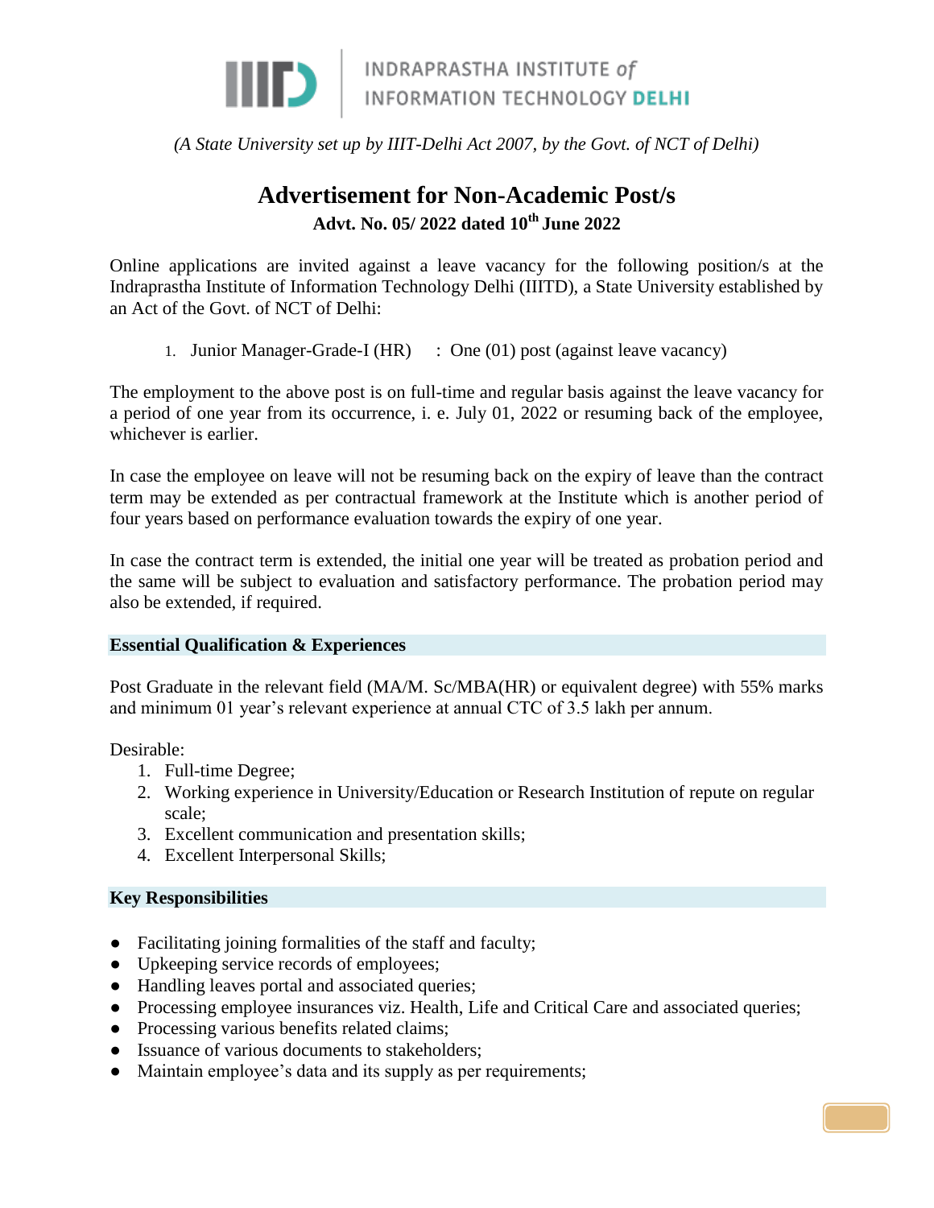INDRAPRASTHA INSTITUTE *of* INFORMATION TECHNOLOGY **DELHI**

*(A State University set up by IIIT-Delhi Act 2007, by the Govt. of NCT of Delhi)*

# Advertisement for Non-Academic Post/s

**Advt. No. 05/ 2022 dated 10th June 2022**

Online applications are invited against a leave vacancy for the following position/s at the Indraprastha Institute of Information Technology Delhi (IIITD), a State University established by an Act of the Govt. of NCT of Delhi:

1. Junior Manager-Grade-I (HR) : One (01) post (against leave vacancy)

The employment to the above post is on full-time and regular basis against the leave vacancy for a period of one year from its occurrence, i. e. July 01, 2022 or resuming back of the employee, whichever is earlier.

In case the employee on leave will not be resuming back on the expiry of leave than the contract term may be extended as per contractual framework at the Institute which is another period of four years based on performance evaluation towards the expiry of one year.

In case the contract term is extended, the initial one year will be treated as probation period and the same will be subject to evaluation and satisfactory performance. The probation period may also be extended, if required.

## Essential Qualification & Experiences

Post Graduate in the relevant field (MA/M. Sc/MBA(HR) or equivalent degree) with 55% marks and minimum 01 year's relevant experience at annual CTC of 3.5 lakh per annum.

Desirable:

1. Full-time Degree;
2. Working experience in University/Education or Research Institution of repute on regular scale;
3. Excellent communication and presentation skills;
4. Excellent Interpersonal Skills;

## Key Responsibilities

- Facilitating joining formalities of the staff and faculty;
- Upkeeping service records of employees;
- Handling leaves portal and associated queries;
- Processing employee insurances viz. Health, Life and Critical Care and associated queries;
- Processing various benefits related claims;
- Issuance of various documents to stakeholders;
- Maintain employee's data and its supply as per requirements;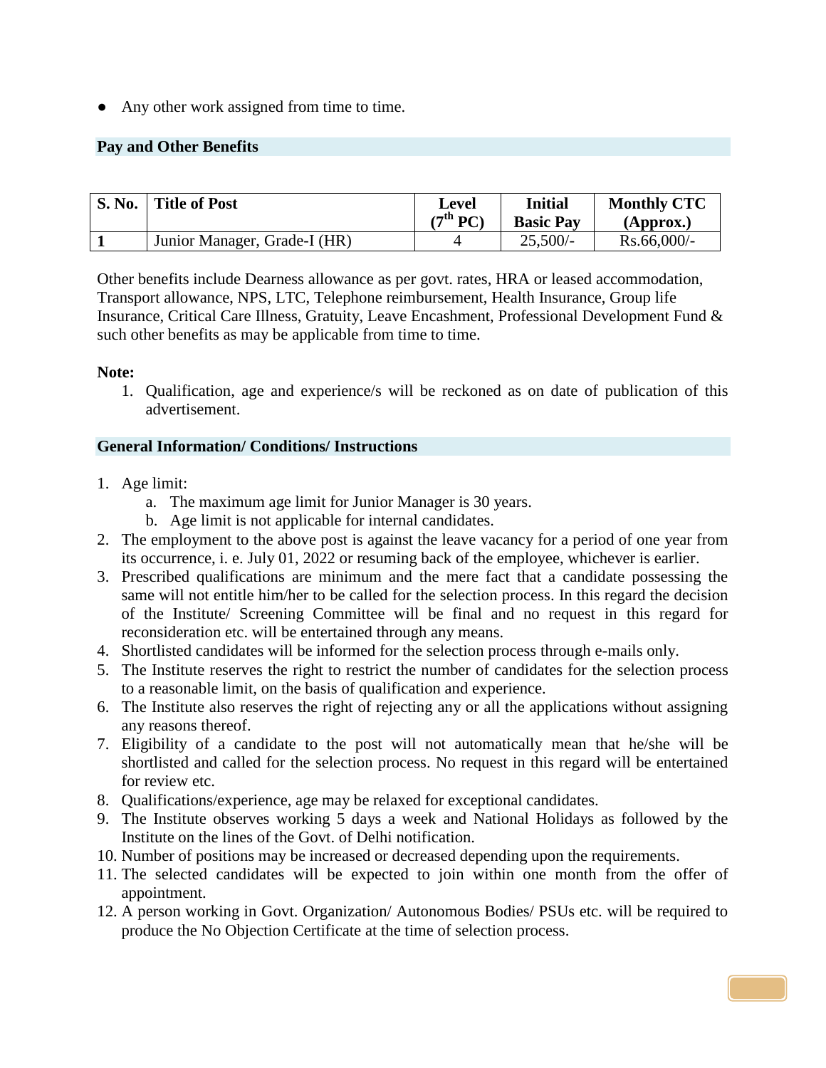- Any other work assigned from time to time.

## Pay and Other Benefits

| S. No. | Title of Post | Level ($7^{th}$ PC) | Initial Basic Pay | Monthly CTC (Approx.) |
|---|---|---|---|---|
| 1 | Junior Manager, Grade-I (HR) | 4 | 25,500/- | Rs.66,000/- |

Other benefits include Dearness allowance as per govt. rates, HRA or leased accommodation, Transport allowance, NPS, LTC, Telephone reimbursement, Health Insurance, Group life Insurance, Critical Care Illness, Gratuity, Leave Encashment, Professional Development Fund & such other benefits as may be applicable from time to time.

**Note:**

1. Qualification, age and experience/s will be reckoned as on date of publication of this advertisement.

## General Information/ Conditions/ Instructions

1. Age limit:
   a. The maximum age limit for Junior Manager is 30 years.
   b. Age limit is not applicable for internal candidates.
2. The employment to the above post is against the leave vacancy for a period of one year from its occurrence, i. e. July 01, 2022 or resuming back of the employee, whichever is earlier.
3. Prescribed qualifications are minimum and the mere fact that a candidate possessing the same will not entitle him/her to be called for the selection process. In this regard the decision of the Institute/ Screening Committee will be final and no request in this regard for reconsideration etc. will be entertained through any means.
4. Shortlisted candidates will be informed for the selection process through e-mails only.
5. The Institute reserves the right to restrict the number of candidates for the selection process to a reasonable limit, on the basis of qualification and experience.
6. The Institute also reserves the right of rejecting any or all the applications without assigning any reasons thereof.
7. Eligibility of a candidate to the post will not automatically mean that he/she will be shortlisted and called for the selection process. No request in this regard will be entertained for review etc.
8. Qualifications/experience, age may be relaxed for exceptional candidates.
9. The Institute observes working 5 days a week and National Holidays as followed by the Institute on the lines of the Govt. of Delhi notification.
10. Number of positions may be increased or decreased depending upon the requirements.
11. The selected candidates will be expected to join within one month from the offer of appointment.
12. A person working in Govt. Organization/ Autonomous Bodies/ PSUs etc. will be required to produce the No Objection Certificate at the time of selection process.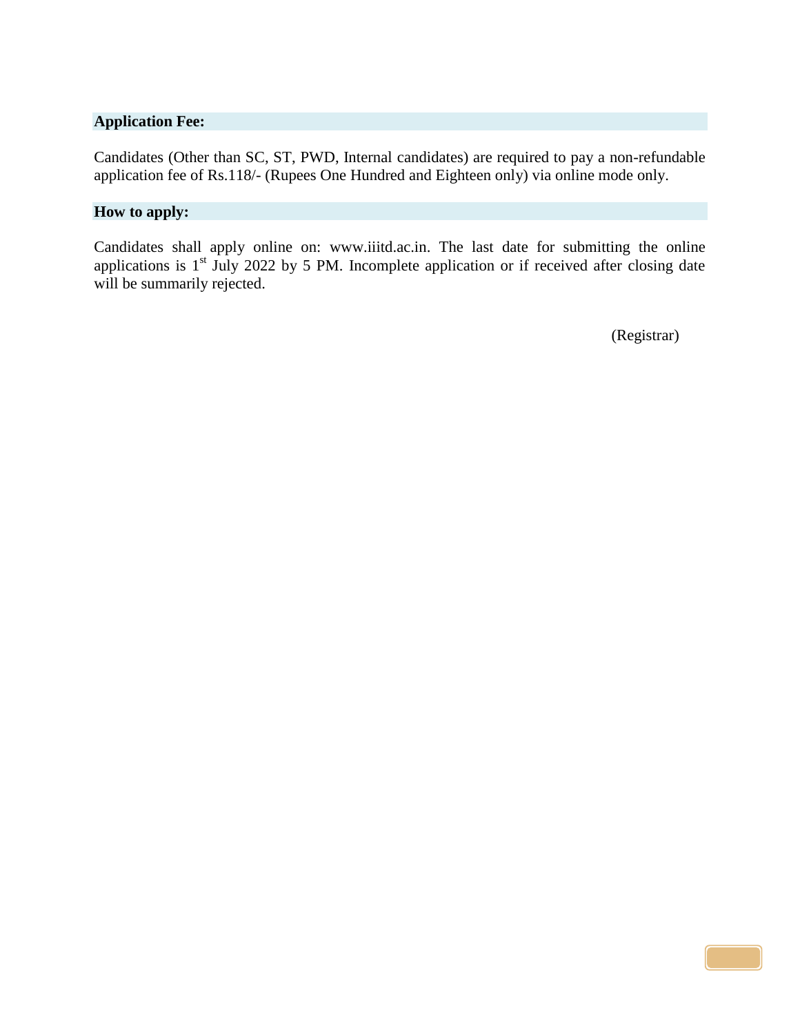**Application Fee:**

Candidates (Other than SC, ST, PWD, Internal candidates) are required to pay a non-refundable application fee of Rs.118/- (Rupees One Hundred and Eighteen only) via online mode only.

**How to apply:**

Candidates shall apply online on: www.iiitd.ac.in. The last date for submitting the online applications is 1st July 2022 by 5 PM. Incomplete application or if received after closing date will be summarily rejected.

(Registrar)